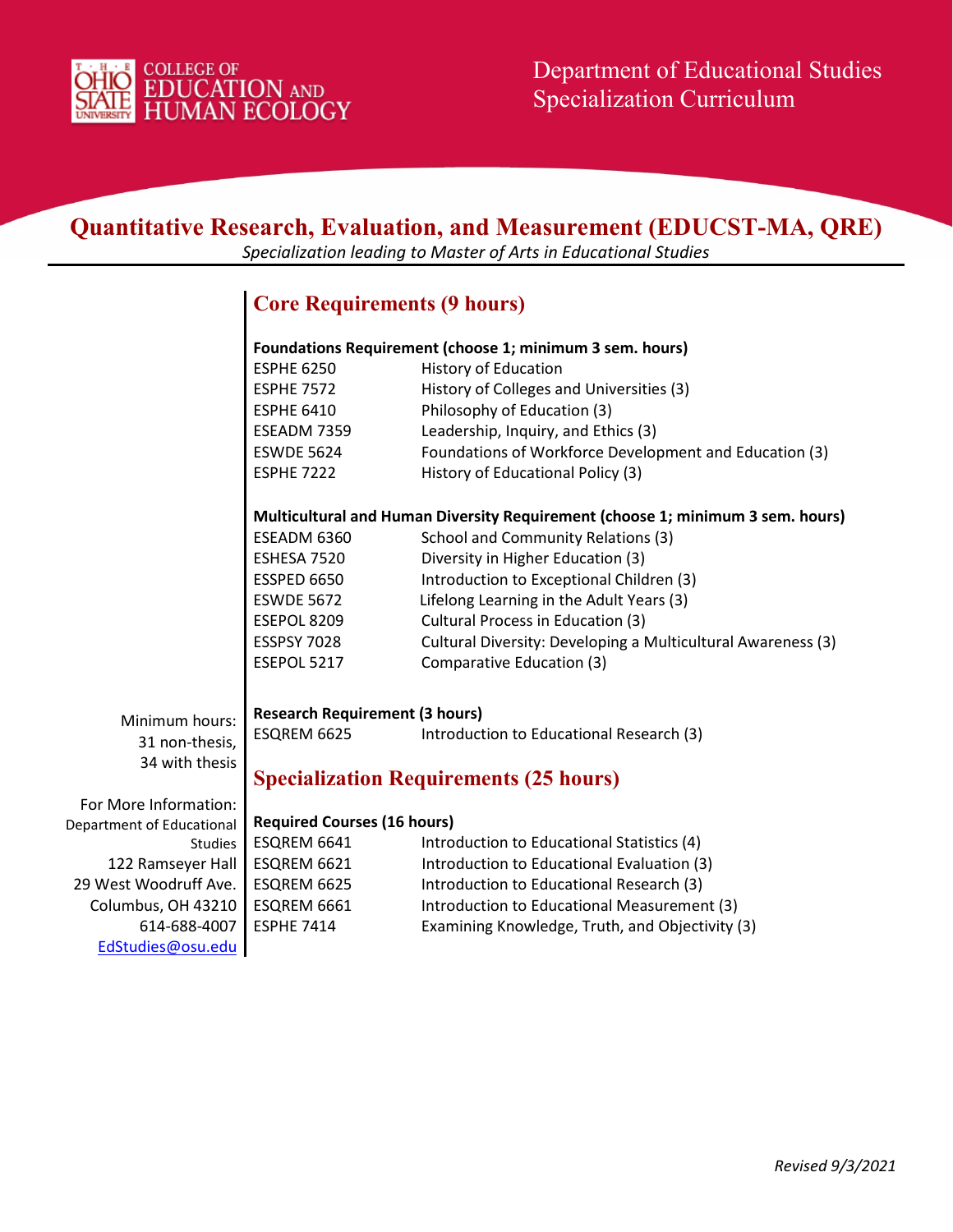COLLEGE OF EDUCATION AND HUMAN ECOLOGY

Department of Educational Studies
Specialization Curriculum

# Quantitative Research, Evaluation, and Measurement (EDUCST-MA, QRE)

*Specialization leading to Master of Arts in Educational Studies*

Minimum hours:
31 non-thesis,
34 with thesis

For More Information:
Department of Educational Studies
122 Ramseyer Hall
29 West Woodruff Ave.
Columbus, OH 43210
614-688-4007
EdStudies@osu.edu

## Core Requirements (9 hours)

**Foundations Requirement (choose 1; minimum 3 sem. hours)**

| | |
|---|---|
| ESPHE 6250 | History of Education |
| ESPHE 7572 | History of Colleges and Universities (3) |
| ESPHE 6410 | Philosophy of Education (3) |
| ESEADM 7359 | Leadership, Inquiry, and Ethics (3) |
| ESWDE 5624 | Foundations of Workforce Development and Education (3) |
| ESPHE 7222 | History of Educational Policy (3) |

**Multicultural and Human Diversity Requirement (choose 1; minimum 3 sem. hours)**

| | |
|---|---|
| ESEADM 6360 | School and Community Relations (3) |
| ESHESA 7520 | Diversity in Higher Education (3) |
| ESSPED 6650 | Introduction to Exceptional Children (3) |
| ESWDE 5672 | Lifelong Learning in the Adult Years (3) |
| ESEPOL 8209 | Cultural Process in Education (3) |
| ESSPSY 7028 | Cultural Diversity: Developing a Multicultural Awareness (3) |
| ESEPOL 5217 | Comparative Education (3) |

**Research Requirement (3 hours)**

| | |
|---|---|
| ESQREM 6625 | Introduction to Educational Research (3) |

## Specialization Requirements (25 hours)

**Required Courses (16 hours)**

| | |
|---|---|
| ESQREM 6641 | Introduction to Educational Statistics (4) |
| ESQREM 6621 | Introduction to Educational Evaluation (3) |
| ESQREM 6625 | Introduction to Educational Research (3) |
| ESQREM 6661 | Introduction to Educational Measurement (3) |
| ESPHE 7414 | Examining Knowledge, Truth, and Objectivity (3) |

*Revised 9/3/2021*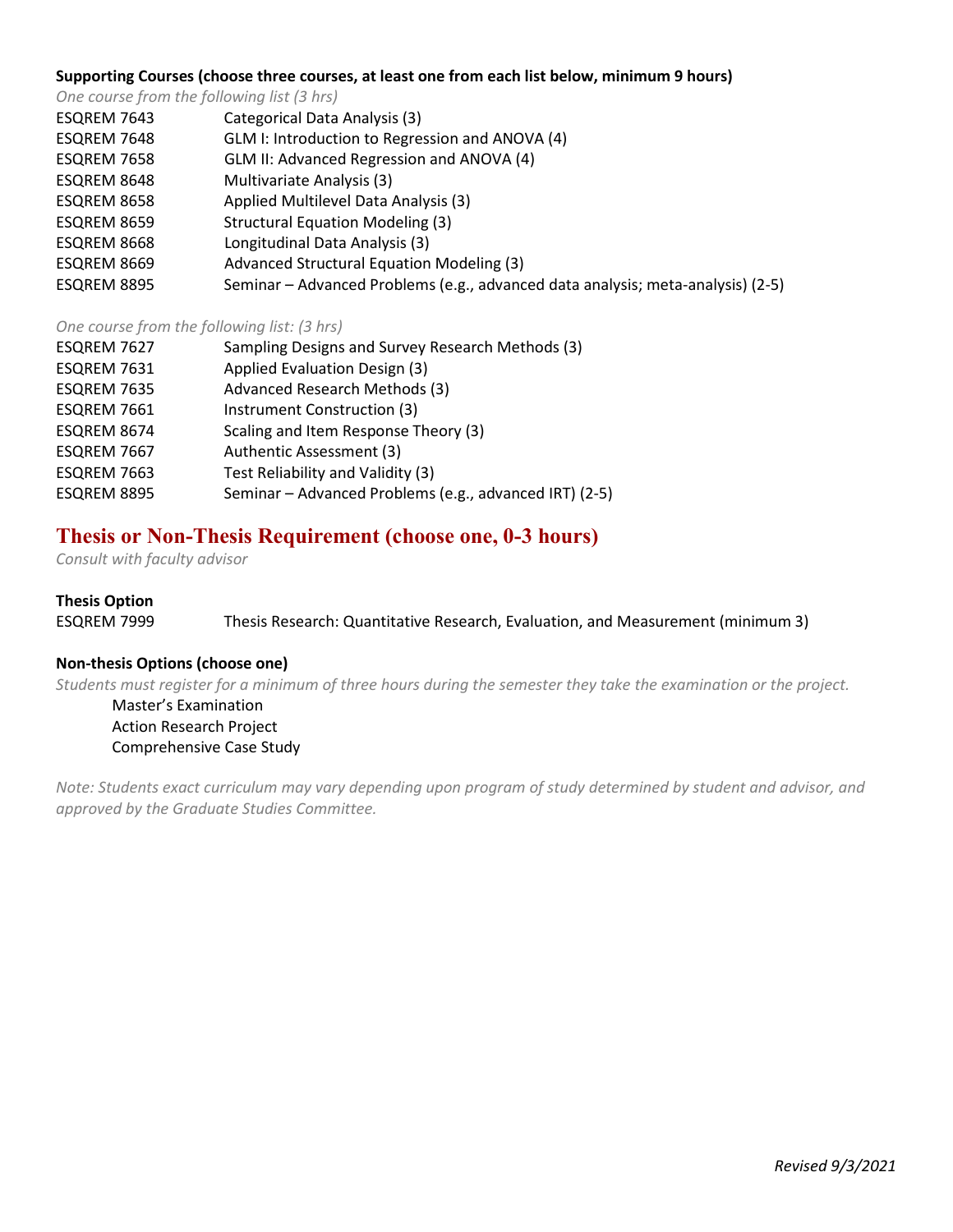**Supporting Courses (choose three courses, at least one from each list below, minimum 9 hours)**

*One course from the following list (3 hrs)*

| | |
|---|---|
| ESQREM 7643 | Categorical Data Analysis (3) |
| ESQREM 7648 | GLM I: Introduction to Regression and ANOVA (4) |
| ESQREM 7658 | GLM II: Advanced Regression and ANOVA (4) |
| ESQREM 8648 | Multivariate Analysis (3) |
| ESQREM 8658 | Applied Multilevel Data Analysis (3) |
| ESQREM 8659 | Structural Equation Modeling (3) |
| ESQREM 8668 | Longitudinal Data Analysis (3) |
| ESQREM 8669 | Advanced Structural Equation Modeling (3) |
| ESQREM 8895 | Seminar – Advanced Problems (e.g., advanced data analysis; meta-analysis) (2-5) |

*One course from the following list: (3 hrs)*

| | |
|---|---|
| ESQREM 7627 | Sampling Designs and Survey Research Methods (3) |
| ESQREM 7631 | Applied Evaluation Design (3) |
| ESQREM 7635 | Advanced Research Methods (3) |
| ESQREM 7661 | Instrument Construction (3) |
| ESQREM 8674 | Scaling and Item Response Theory (3) |
| ESQREM 7667 | Authentic Assessment (3) |
| ESQREM 7663 | Test Reliability and Validity (3) |
| ESQREM 8895 | Seminar – Advanced Problems (e.g., advanced IRT) (2-5) |

## Thesis or Non-Thesis Requirement (choose one, 0-3 hours)

*Consult with faculty advisor*

**Thesis Option**

ESQREM 7999 Thesis Research: Quantitative Research, Evaluation, and Measurement (minimum 3)

**Non-thesis Options (choose one)**

*Students must register for a minimum of three hours during the semester they take the examination or the project.*

- Master's Examination
- Action Research Project
- Comprehensive Case Study

*Note: Students exact curriculum may vary depending upon program of study determined by student and advisor, and approved by the Graduate Studies Committee.*

*Revised 9/3/2021*